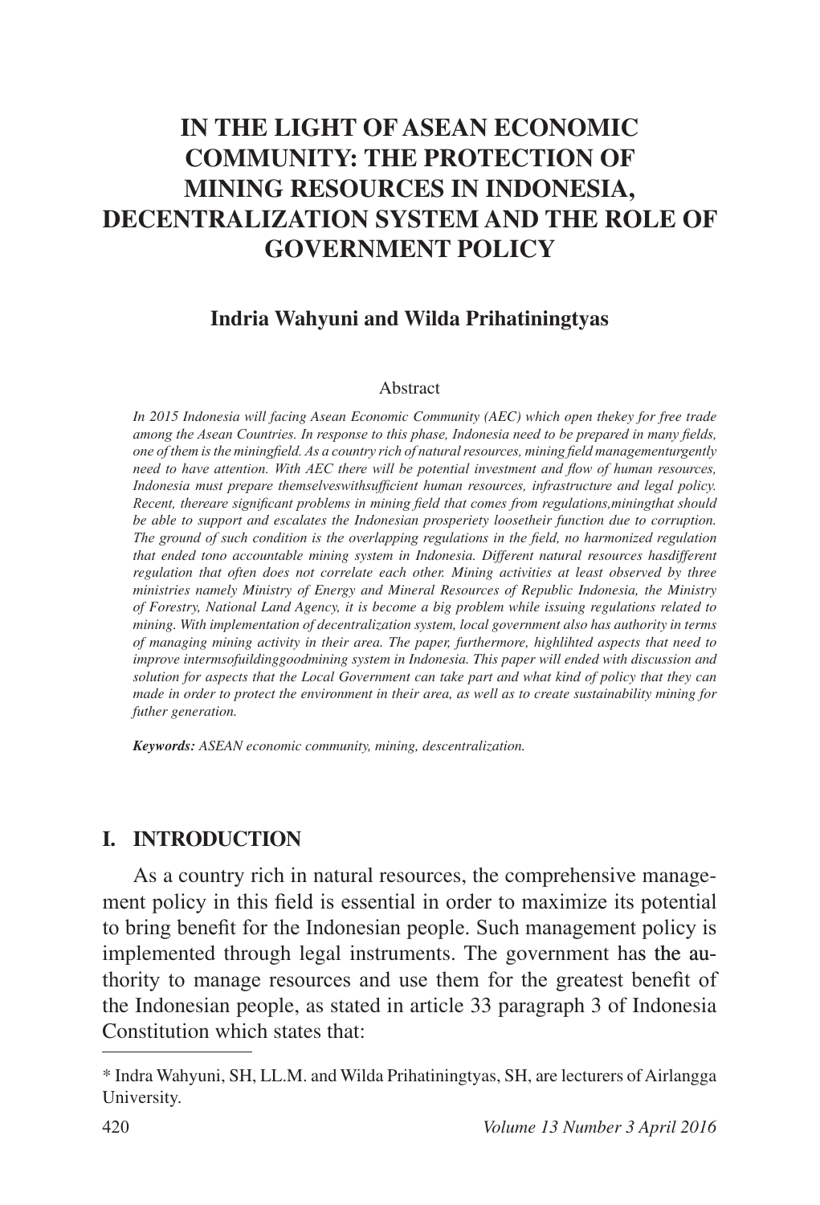# IN THE LIGHT OF ASEAN ECONOMIC COMMUNITY: THE PROTECTION OF MINING RESOURCES IN INDONESIA, DECENTRALIZATION SYSTEM AND THE ROLE OF GOVERNMENT POLICY

**Indria Wahyuni and Wilda Prihatiningtyas**

Abstract

*In 2015 Indonesia will facing Asean Economic Community (AEC) which open thekey for free trade among the Asean Countries. In response to this phase, Indonesia need to be prepared in many fields, one of them is the miningfield. As a country rich of natural resources, mining field managementurgently need to have attention. With AEC there will be potential investment and flow of human resources, Indonesia must prepare themselveswithsufficient human resources, infrastructure and legal policy. Recent, thereare significant problems in mining field that comes from regulations,miningthat should be able to support and escalates the Indonesian prosperiety loosetheir function due to corruption. The ground of such condition is the overlapping regulations in the field, no harmonized regulation that ended tono accountable mining system in Indonesia. Different natural resources hasdifferent regulation that often does not correlate each other. Mining activities at least observed by three ministries namely Ministry of Energy and Mineral Resources of Republic Indonesia, the Ministry of Forestry, National Land Agency, it is become a big problem while issuing regulations related to mining. With implementation of decentralization system, local government also has authority in terms of managing mining activity in their area. The paper, furthermore, highlihted aspects that need to improve intermsofuildinggoodmining system in Indonesia. This paper will ended with discussion and solution for aspects that the Local Government can take part and what kind of policy that they can made in order to protect the environment in their area, as well as to create sustainability mining for futher generation.*

***Keywords:*** *ASEAN economic community, mining, descentralization.*

## I. INTRODUCTION

As a country rich in natural resources, the comprehensive management policy in this field is essential in order to maximize its potential to bring benefit for the Indonesian people. Such management policy is implemented through legal instruments. The government has the authority to manage resources and use them for the greatest benefit of the Indonesian people, as stated in article 33 paragraph 3 of Indonesia Constitution which states that:

---

\* Indra Wahyuni, SH, LL.M. and Wilda Prihatiningtyas, SH, are lecturers of Airlangga University.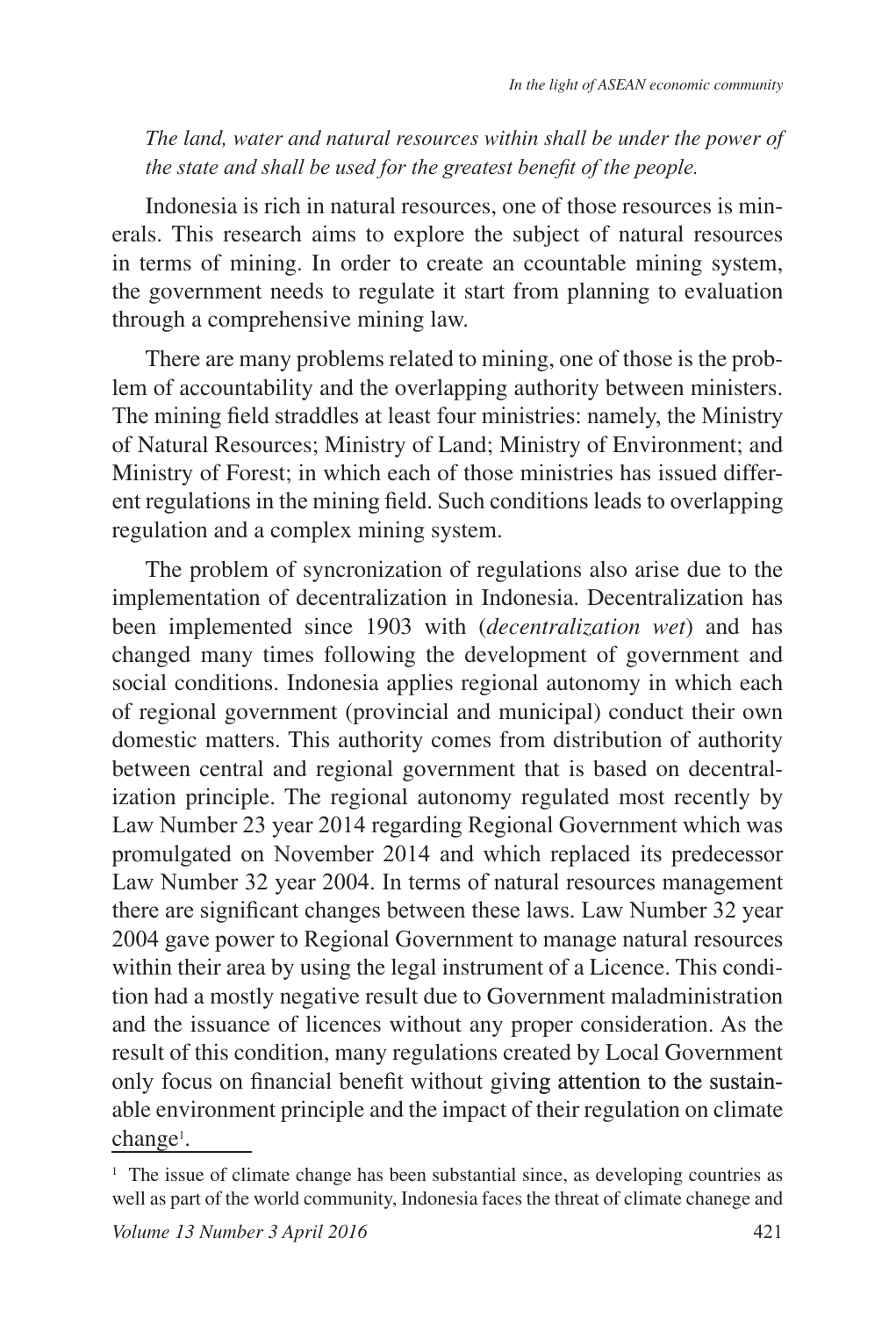*The land, water and natural resources within shall be under the power of the state and shall be used for the greatest benefit of the people.*

Indonesia is rich in natural resources, one of those resources is minerals. This research aims to explore the subject of natural resources in terms of mining. In order to create an ccountable mining system, the government needs to regulate it start from planning to evaluation through a comprehensive mining law.

There are many problems related to mining, one of those is the problem of accountability and the overlapping authority between ministers. The mining field straddles at least four ministries: namely, the Ministry of Natural Resources; Ministry of Land; Ministry of Environment; and Ministry of Forest; in which each of those ministries has issued different regulations in the mining field. Such conditions leads to overlapping regulation and a complex mining system.

The problem of syncronization of regulations also arise due to the implementation of decentralization in Indonesia. Decentralization has been implemented since 1903 with (*decentralization wet*) and has changed many times following the development of government and social conditions. Indonesia applies regional autonomy in which each of regional government (provincial and municipal) conduct their own domestic matters. This authority comes from distribution of authority between central and regional government that is based on decentralization principle. The regional autonomy regulated most recently by Law Number 23 year 2014 regarding Regional Government which was promulgated on November 2014 and which replaced its predecessor Law Number 32 year 2004. In terms of natural resources management there are significant changes between these laws. Law Number 32 year 2004 gave power to Regional Government to manage natural resources within their area by using the legal instrument of a Licence. This condition had a mostly negative result due to Government maladministration and the issuance of licences without any proper consideration. As the result of this condition, many regulations created by Local Government only focus on financial benefit without giving attention to the sustainable environment principle and the impact of their regulation on climate change[1].

[1] The issue of climate change has been substantial since, as developing countries as well as part of the world community, Indonesia faces the threat of climate chanege and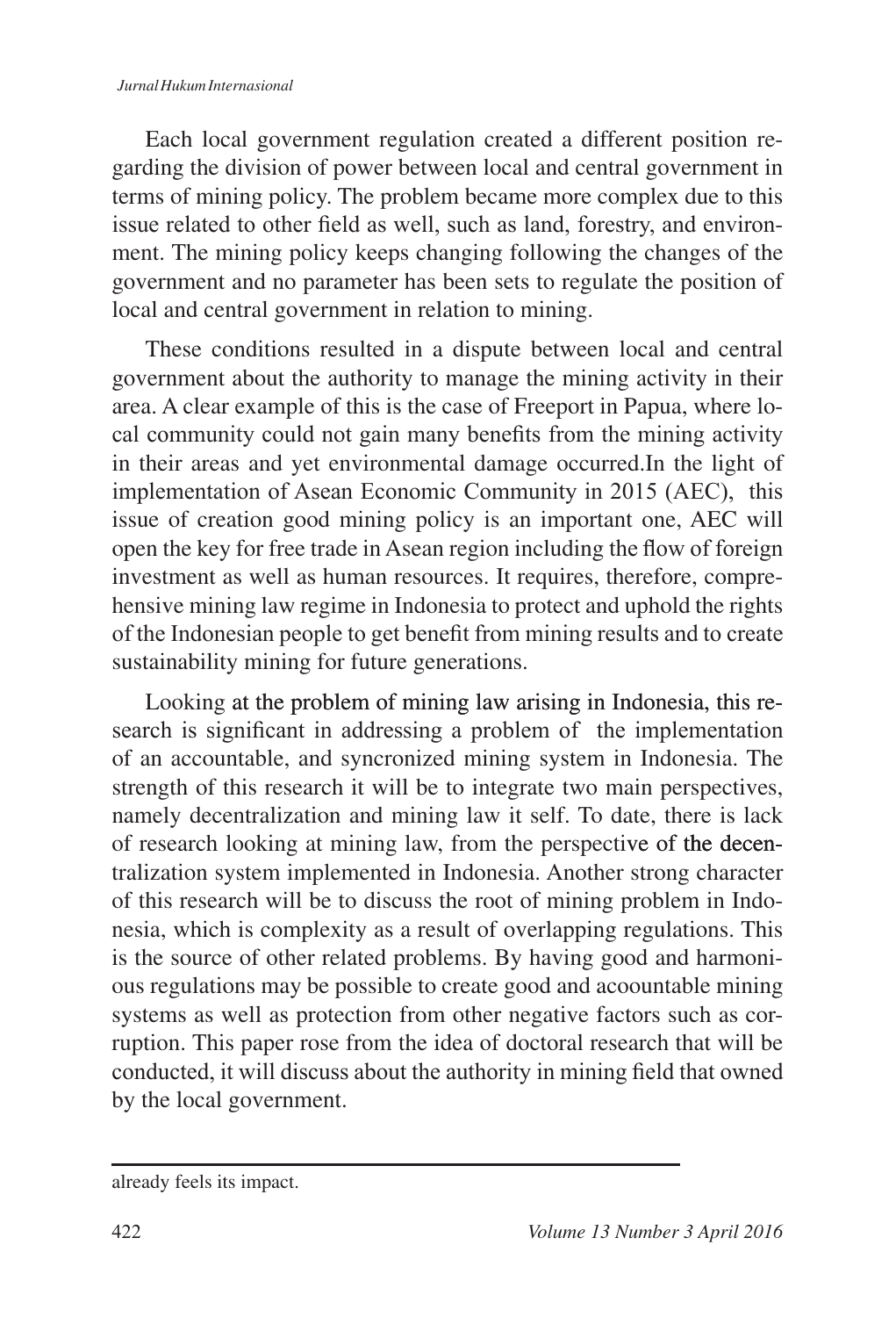Each local government regulation created a different position regarding the division of power between local and central government in terms of mining policy. The problem became more complex due to this issue related to other field as well, such as land, forestry, and environment. The mining policy keeps changing following the changes of the government and no parameter has been sets to regulate the position of local and central government in relation to mining.

These conditions resulted in a dispute between local and central government about the authority to manage the mining activity in their area. A clear example of this is the case of Freeport in Papua, where local community could not gain many benefits from the mining activity in their areas and yet environmental damage occurred.In the light of implementation of Asean Economic Community in 2015 (AEC), this issue of creation good mining policy is an important one, AEC will open the key for free trade in Asean region including the flow of foreign investment as well as human resources. It requires, therefore, comprehensive mining law regime in Indonesia to protect and uphold the rights of the Indonesian people to get benefit from mining results and to create sustainability mining for future generations.

Looking at the problem of mining law arising in Indonesia, this research is significant in addressing a problem of the implementation of an accountable, and syncronized mining system in Indonesia. The strength of this research it will be to integrate two main perspectives, namely decentralization and mining law it self. To date, there is lack of research looking at mining law, from the perspective of the decentralization system implemented in Indonesia. Another strong character of this research will be to discuss the root of mining problem in Indonesia, which is complexity as a result of overlapping regulations. This is the source of other related problems. By having good and harmonious regulations may be possible to create good and acoountable mining systems as well as protection from other negative factors such as corruption. This paper rose from the idea of doctoral research that will be conducted, it will discuss about the authority in mining field that owned by the local government.

---

already feels its impact.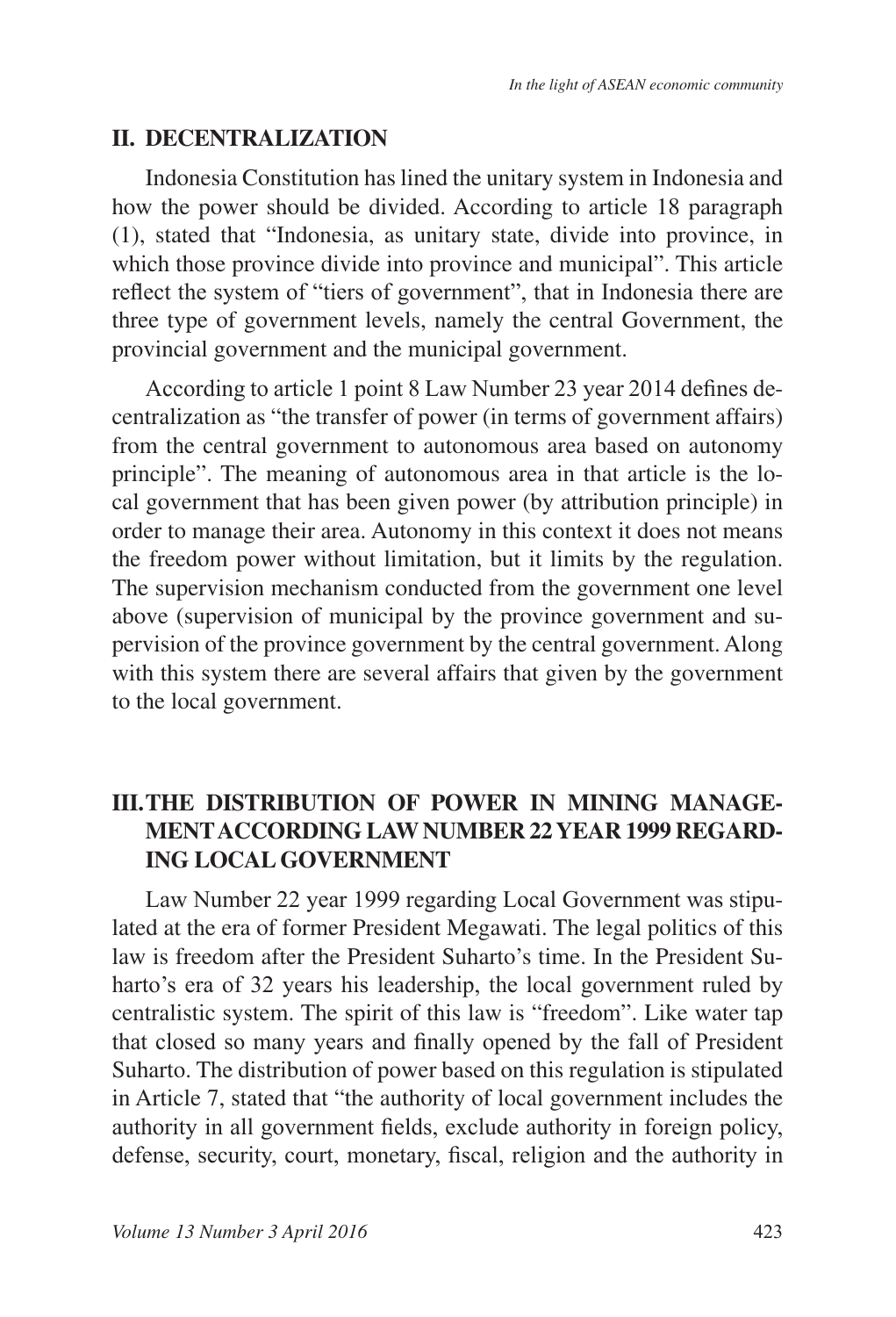## II. DECENTRALIZATION

Indonesia Constitution has lined the unitary system in Indonesia and how the power should be divided. According to article 18 paragraph (1), stated that "Indonesia, as unitary state, divide into province, in which those province divide into province and municipal". This article reflect the system of "tiers of government", that in Indonesia there are three type of government levels, namely the central Government, the provincial government and the municipal government.

According to article 1 point 8 Law Number 23 year 2014 defines decentralization as "the transfer of power (in terms of government affairs) from the central government to autonomous area based on autonomy principle". The meaning of autonomous area in that article is the local government that has been given power (by attribution principle) in order to manage their area. Autonomy in this context it does not means the freedom power without limitation, but it limits by the regulation. The supervision mechanism conducted from the government one level above (supervision of municipal by the province government and supervision of the province government by the central government. Along with this system there are several affairs that given by the government to the local government.

## III. THE DISTRIBUTION OF POWER IN MINING MANAGEMENT ACCORDING LAW NUMBER 22 YEAR 1999 REGARDING LOCAL GOVERNMENT

Law Number 22 year 1999 regarding Local Government was stipulated at the era of former President Megawati. The legal politics of this law is freedom after the President Suharto's time. In the President Suharto's era of 32 years his leadership, the local government ruled by centralistic system. The spirit of this law is "freedom". Like water tap that closed so many years and finally opened by the fall of President Suharto. The distribution of power based on this regulation is stipulated in Article 7, stated that "the authority of local government includes the authority in all government fields, exclude authority in foreign policy, defense, security, court, monetary, fiscal, religion and the authority in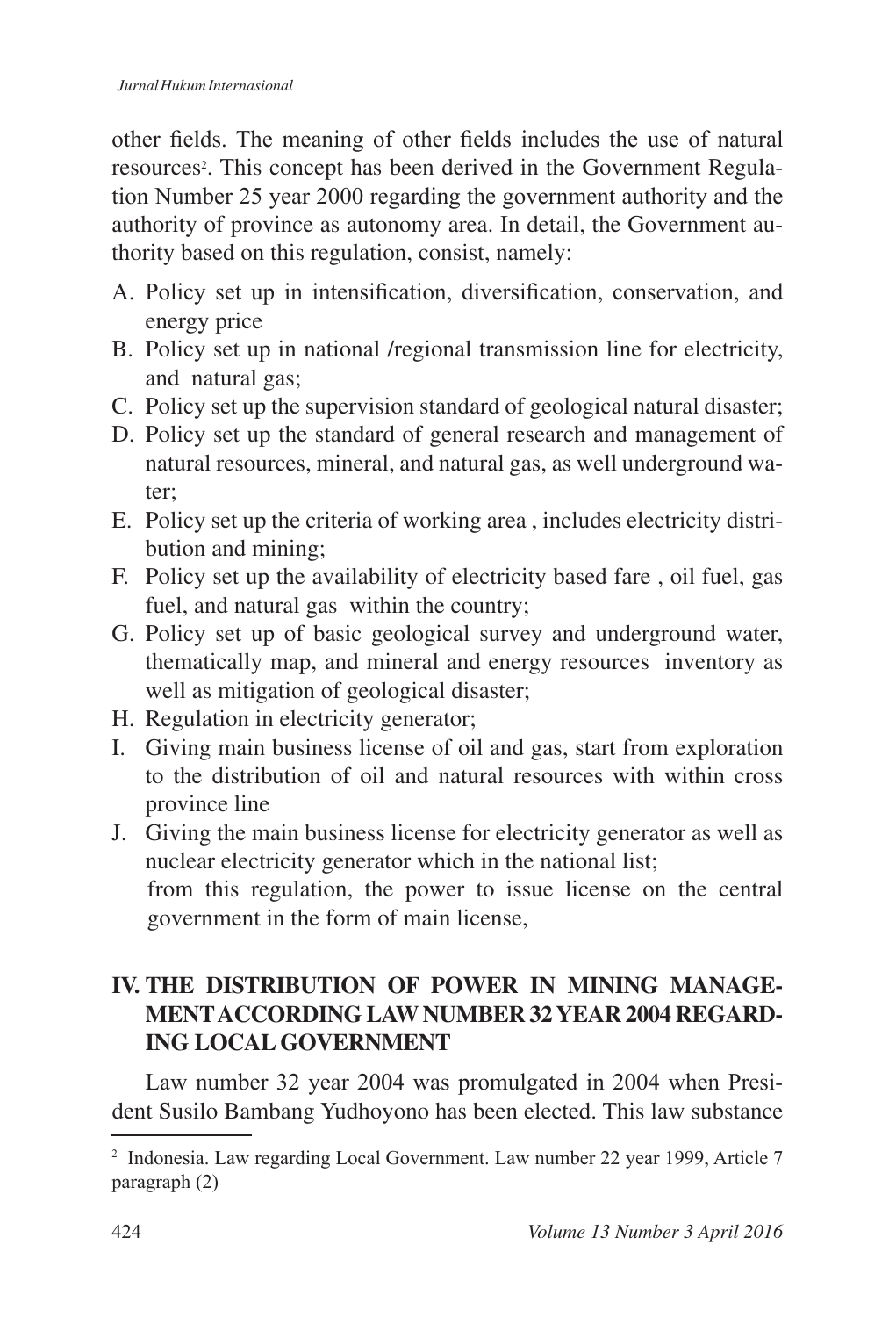other fields. The meaning of other fields includes the use of natural resources[2]. This concept has been derived in the Government Regulation Number 25 year 2000 regarding the government authority and the authority of province as autonomy area. In detail, the Government authority based on this regulation, consist, namely:

A. Policy set up in intensification, diversification, conservation, and energy price
B. Policy set up in national /regional transmission line for electricity, and natural gas;
C. Policy set up the supervision standard of geological natural disaster;
D. Policy set up the standard of general research and management of natural resources, mineral, and natural gas, as well underground water;
E. Policy set up the criteria of working area , includes electricity distribution and mining;
F. Policy set up the availability of electricity based fare , oil fuel, gas fuel, and natural gas within the country;
G. Policy set up of basic geological survey and underground water, thematically map, and mineral and energy resources inventory as well as mitigation of geological disaster;
H. Regulation in electricity generator;
I. Giving main business license of oil and gas, start from exploration to the distribution of oil and natural resources with within cross province line
J. Giving the main business license for electricity generator as well as nuclear electricity generator which in the national list;

   from this regulation, the power to issue license on the central government in the form of main license,

## IV. THE DISTRIBUTION OF POWER IN MINING MANAGEMENT ACCORDING LAW NUMBER 32 YEAR 2004 REGARDING LOCAL GOVERNMENT

Law number 32 year 2004 was promulgated in 2004 when President Susilo Bambang Yudhoyono has been elected. This law substance

---

[2] Indonesia. Law regarding Local Government. Law number 22 year 1999, Article 7 paragraph (2)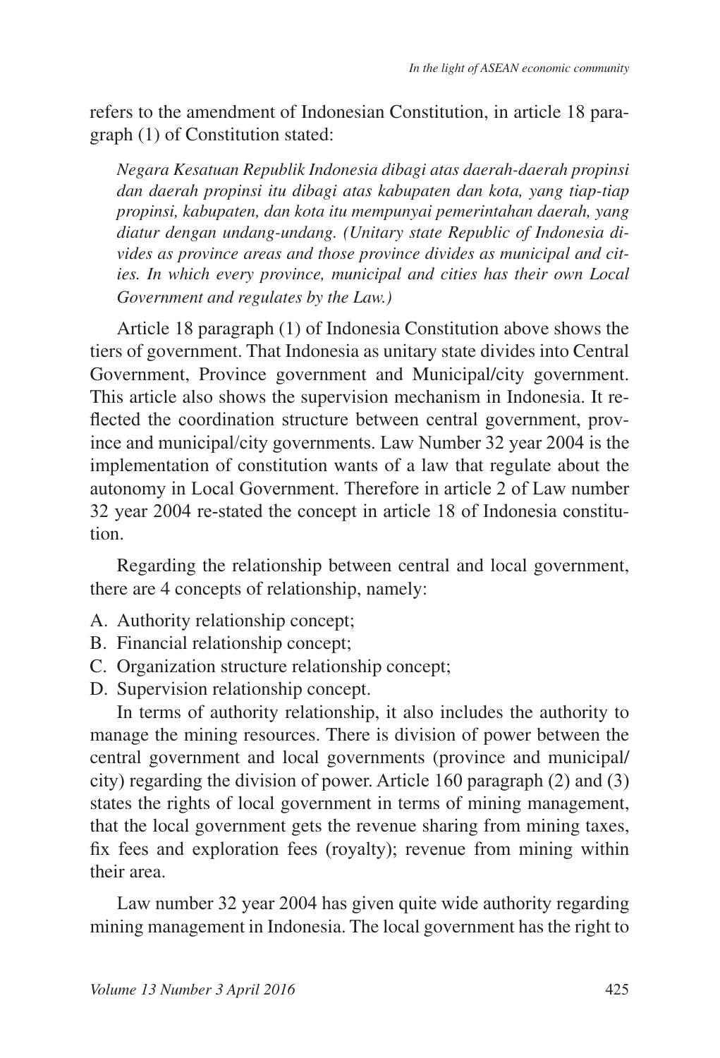refers to the amendment of Indonesian Constitution, in article 18 paragraph (1) of Constitution stated:

> *Negara Kesatuan Republik Indonesia dibagi atas daerah-daerah propinsi dan daerah propinsi itu dibagi atas kabupaten dan kota, yang tiap-tiap propinsi, kabupaten, dan kota itu mempunyai pemerintahan daerah, yang diatur dengan undang-undang. (Unitary state Republic of Indonesia divides as province areas and those province divides as municipal and cities. In which every province, municipal and cities has their own Local Government and regulates by the Law.)*

Article 18 paragraph (1) of Indonesia Constitution above shows the tiers of government. That Indonesia as unitary state divides into Central Government, Province government and Municipal/city government. This article also shows the supervision mechanism in Indonesia. It reflected the coordination structure between central government, province and municipal/city governments. Law Number 32 year 2004 is the implementation of constitution wants of a law that regulate about the autonomy in Local Government. Therefore in article 2 of Law number 32 year 2004 re-stated the concept in article 18 of Indonesia constitution.

Regarding the relationship between central and local government, there are 4 concepts of relationship, namely:

A. Authority relationship concept;
B. Financial relationship concept;
C. Organization structure relationship concept;
D. Supervision relationship concept.

In terms of authority relationship, it also includes the authority to manage the mining resources. There is division of power between the central government and local governments (province and municipal/city) regarding the division of power. Article 160 paragraph (2) and (3) states the rights of local government in terms of mining management, that the local government gets the revenue sharing from mining taxes, fix fees and exploration fees (royalty); revenue from mining within their area.

Law number 32 year 2004 has given quite wide authority regarding mining management in Indonesia. The local government has the right to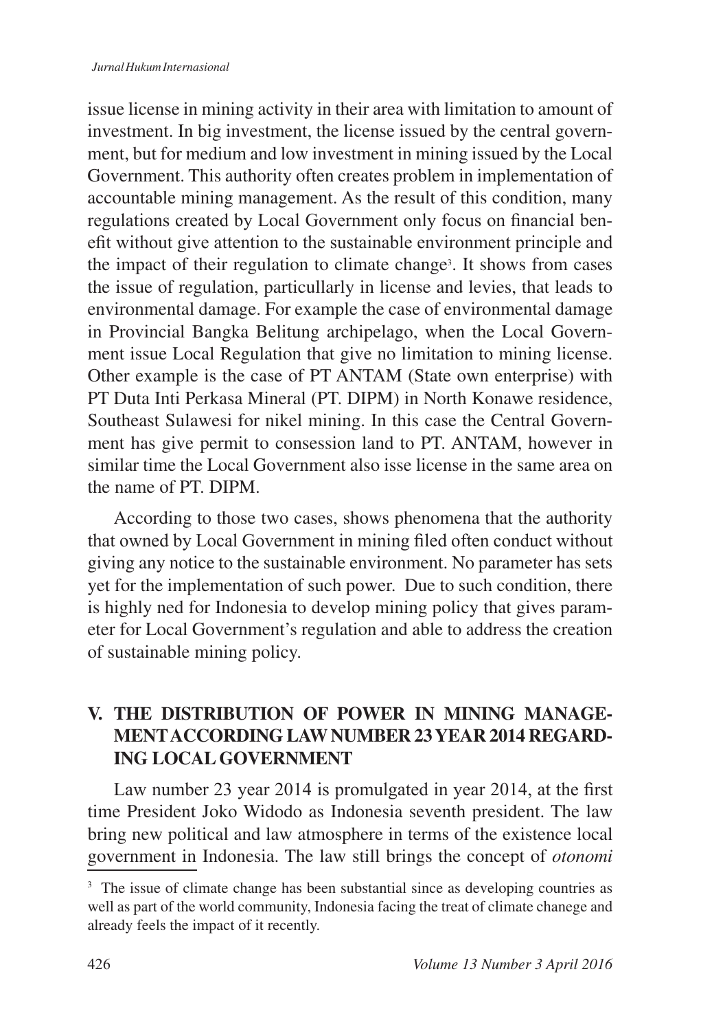issue license in mining activity in their area with limitation to amount of investment. In big investment, the license issued by the central government, but for medium and low investment in mining issued by the Local Government. This authority often creates problem in implementation of accountable mining management. As the result of this condition, many regulations created by Local Government only focus on financial benefit without give attention to the sustainable environment principle and the impact of their regulation to climate change[3]. It shows from cases the issue of regulation, particullarly in license and levies, that leads to environmental damage. For example the case of environmental damage in Provincial Bangka Belitung archipelago, when the Local Government issue Local Regulation that give no limitation to mining license. Other example is the case of PT ANTAM (State own enterprise) with PT Duta Inti Perkasa Mineral (PT. DIPM) in North Konawe residence, Southeast Sulawesi for nikel mining. In this case the Central Government has give permit to consession land to PT. ANTAM, however in similar time the Local Government also isse license in the same area on the name of PT. DIPM.

According to those two cases, shows phenomena that the authority that owned by Local Government in mining filed often conduct without giving any notice to the sustainable environment. No parameter has sets yet for the implementation of such power. Due to such condition, there is highly ned for Indonesia to develop mining policy that gives parameter for Local Government's regulation and able to address the creation of sustainable mining policy.

## V. THE DISTRIBUTION OF POWER IN MINING MANAGEMENT ACCORDING LAW NUMBER 23 YEAR 2014 REGARDING LOCAL GOVERNMENT

Law number 23 year 2014 is promulgated in year 2014, at the first time President Joko Widodo as Indonesia seventh president. The law bring new political and law atmosphere in terms of the existence local government in Indonesia. The law still brings the concept of *otonomi*

[3] The issue of climate change has been substantial since as developing countries as well as part of the world community, Indonesia facing the treat of climate chanege and already feels the impact of it recently.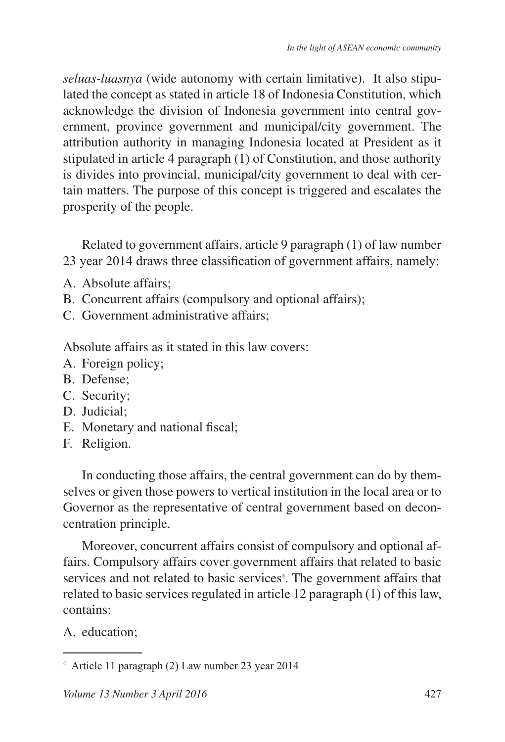*seluas-luasnya* (wide autonomy with certain limitative). It also stipulated the concept as stated in article 18 of Indonesia Constitution, which acknowledge the division of Indonesia government into central government, province government and municipal/city government. The attribution authority in managing Indonesia located at President as it stipulated in article 4 paragraph (1) of Constitution, and those authority is divides into provincial, municipal/city government to deal with certain matters. The purpose of this concept is triggered and escalates the prosperity of the people.

Related to government affairs, article 9 paragraph (1) of law number 23 year 2014 draws three classification of government affairs, namely:

A. Absolute affairs;
B. Concurrent affairs (compulsory and optional affairs);
C. Government administrative affairs;

Absolute affairs as it stated in this law covers:

A. Foreign policy;
B. Defense;
C. Security;
D. Judicial;
E. Monetary and national fiscal;
F. Religion.

In conducting those affairs, the central government can do by themselves or given those powers to vertical institution in the local area or to Governor as the representative of central government based on deconcentration principle.

Moreover, concurrent affairs consist of compulsory and optional affairs. Compulsory affairs cover government affairs that related to basic services and not related to basic services[4]. The government affairs that related to basic services regulated in article 12 paragraph (1) of this law, contains:

A. education;

[4] Article 11 paragraph (2) Law number 23 year 2014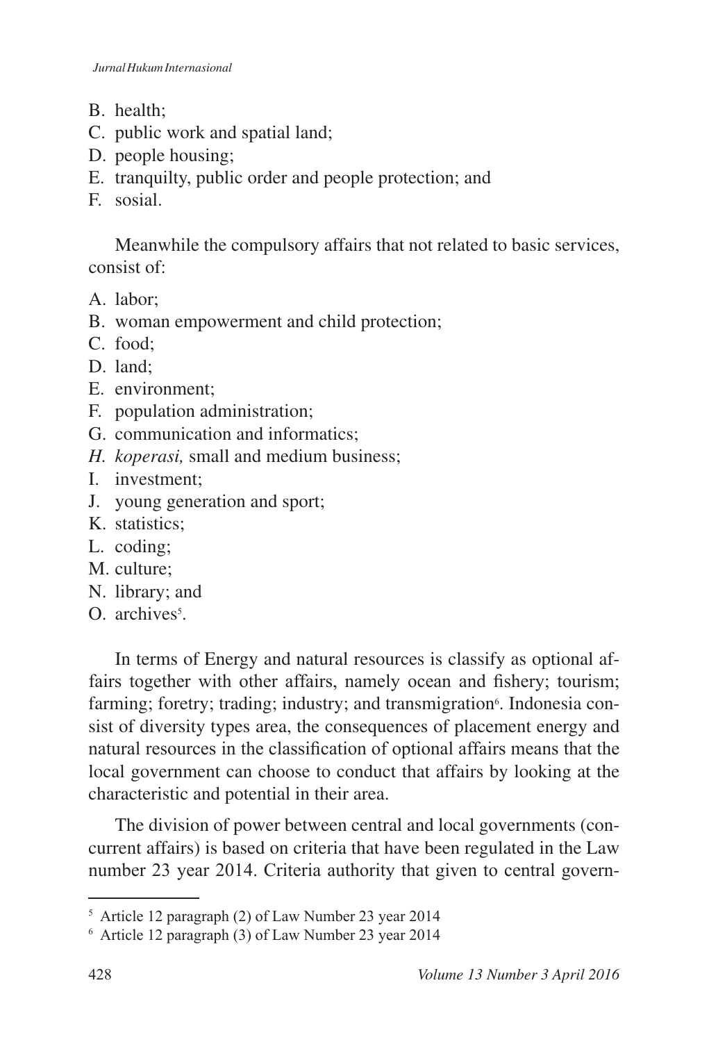B. health;
C. public work and spatial land;
D. people housing;
E. tranquilty, public order and people protection; and
F. sosial.

Meanwhile the compulsory affairs that not related to basic services, consist of:

A. labor;
B. woman empowerment and child protection;
C. food;
D. land;
E. environment;
F. population administration;
G. communication and informatics;
*H. koperasi,* small and medium business;
I. investment;
J. young generation and sport;
K. statistics;
L. coding;
M. culture;
N. library; and
O. archives[5].

In terms of Energy and natural resources is classify as optional affairs together with other affairs, namely ocean and fishery; tourism; farming; foretry; trading; industry; and transmigration[6]. Indonesia consist of diversity types area, the consequences of placement energy and natural resources in the classification of optional affairs means that the local government can choose to conduct that affairs by looking at the characteristic and potential in their area.

The division of power between central and local governments (concurrent affairs) is based on criteria that have been regulated in the Law number 23 year 2014. Criteria authority that given to central govern-

---

[5] Article 12 paragraph (2) of Law Number 23 year 2014

[6] Article 12 paragraph (3) of Law Number 23 year 2014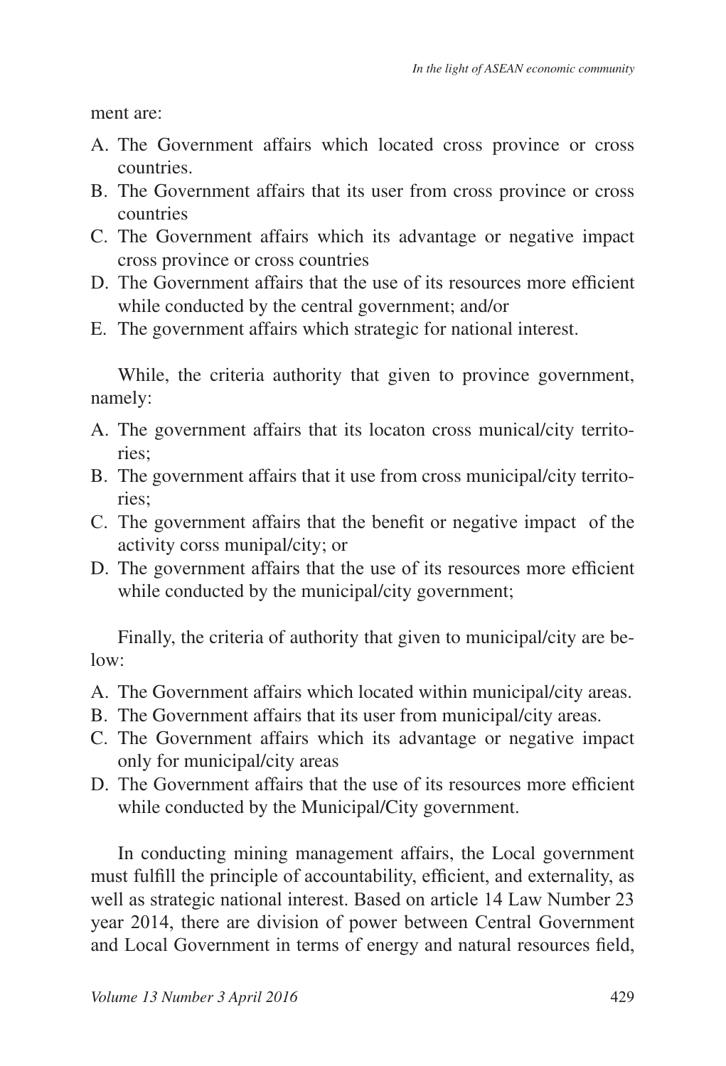ment are:

A. The Government affairs which located cross province or cross countries.
B. The Government affairs that its user from cross province or cross countries
C. The Government affairs which its advantage or negative impact cross province or cross countries
D. The Government affairs that the use of its resources more efficient while conducted by the central government; and/or
E. The government affairs which strategic for national interest.

While, the criteria authority that given to province government, namely:

A. The government affairs that its locaton cross munical/city territories;
B. The government affairs that it use from cross municipal/city territories;
C. The government affairs that the benefit or negative impact of the activity corss munipal/city; or
D. The government affairs that the use of its resources more efficient while conducted by the municipal/city government;

Finally, the criteria of authority that given to municipal/city are below:

A. The Government affairs which located within municipal/city areas.
B. The Government affairs that its user from municipal/city areas.
C. The Government affairs which its advantage or negative impact only for municipal/city areas
D. The Government affairs that the use of its resources more efficient while conducted by the Municipal/City government.

In conducting mining management affairs, the Local government must fulfill the principle of accountability, efficient, and externality, as well as strategic national interest. Based on article 14 Law Number 23 year 2014, there are division of power between Central Government and Local Government in terms of energy and natural resources field,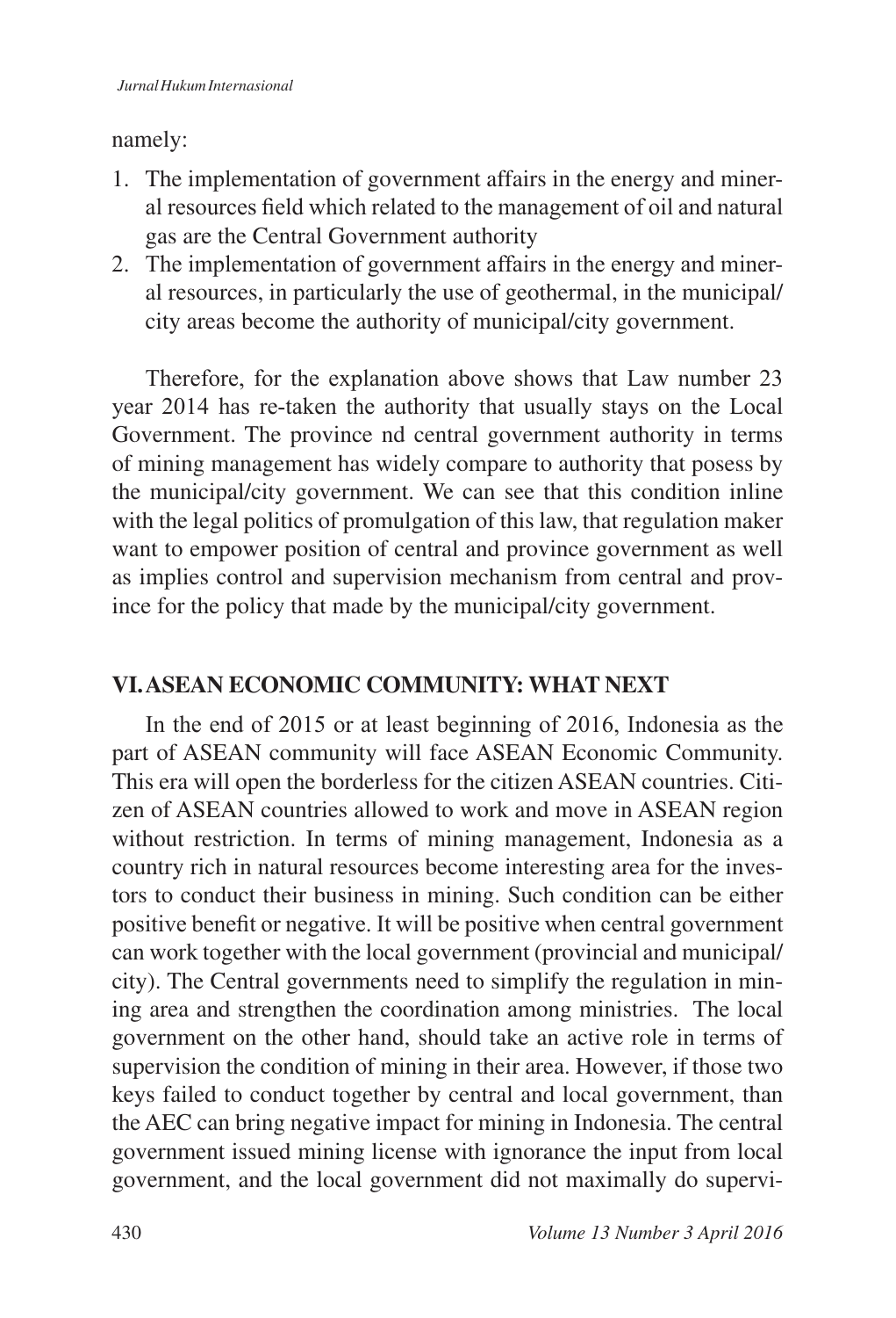namely:

1. The implementation of government affairs in the energy and mineral resources field which related to the management of oil and natural gas are the Central Government authority
2. The implementation of government affairs in the energy and mineral resources, in particularly the use of geothermal, in the municipal/ city areas become the authority of municipal/city government.

Therefore, for the explanation above shows that Law number 23 year 2014 has re-taken the authority that usually stays on the Local Government. The province nd central government authority in terms of mining management has widely compare to authority that posess by the municipal/city government. We can see that this condition inline with the legal politics of promulgation of this law, that regulation maker want to empower position of central and province government as well as implies control and supervision mechanism from central and province for the policy that made by the municipal/city government.

## VI. ASEAN ECONOMIC COMMUNITY: WHAT NEXT

In the end of 2015 or at least beginning of 2016, Indonesia as the part of ASEAN community will face ASEAN Economic Community. This era will open the borderless for the citizen ASEAN countries. Citizen of ASEAN countries allowed to work and move in ASEAN region without restriction. In terms of mining management, Indonesia as a country rich in natural resources become interesting area for the investors to conduct their business in mining. Such condition can be either positive benefit or negative. It will be positive when central government can work together with the local government (provincial and municipal/ city). The Central governments need to simplify the regulation in mining area and strengthen the coordination among ministries. The local government on the other hand, should take an active role in terms of supervision the condition of mining in their area. However, if those two keys failed to conduct together by central and local government, than the AEC can bring negative impact for mining in Indonesia. The central government issued mining license with ignorance the input from local government, and the local government did not maximally do supervi-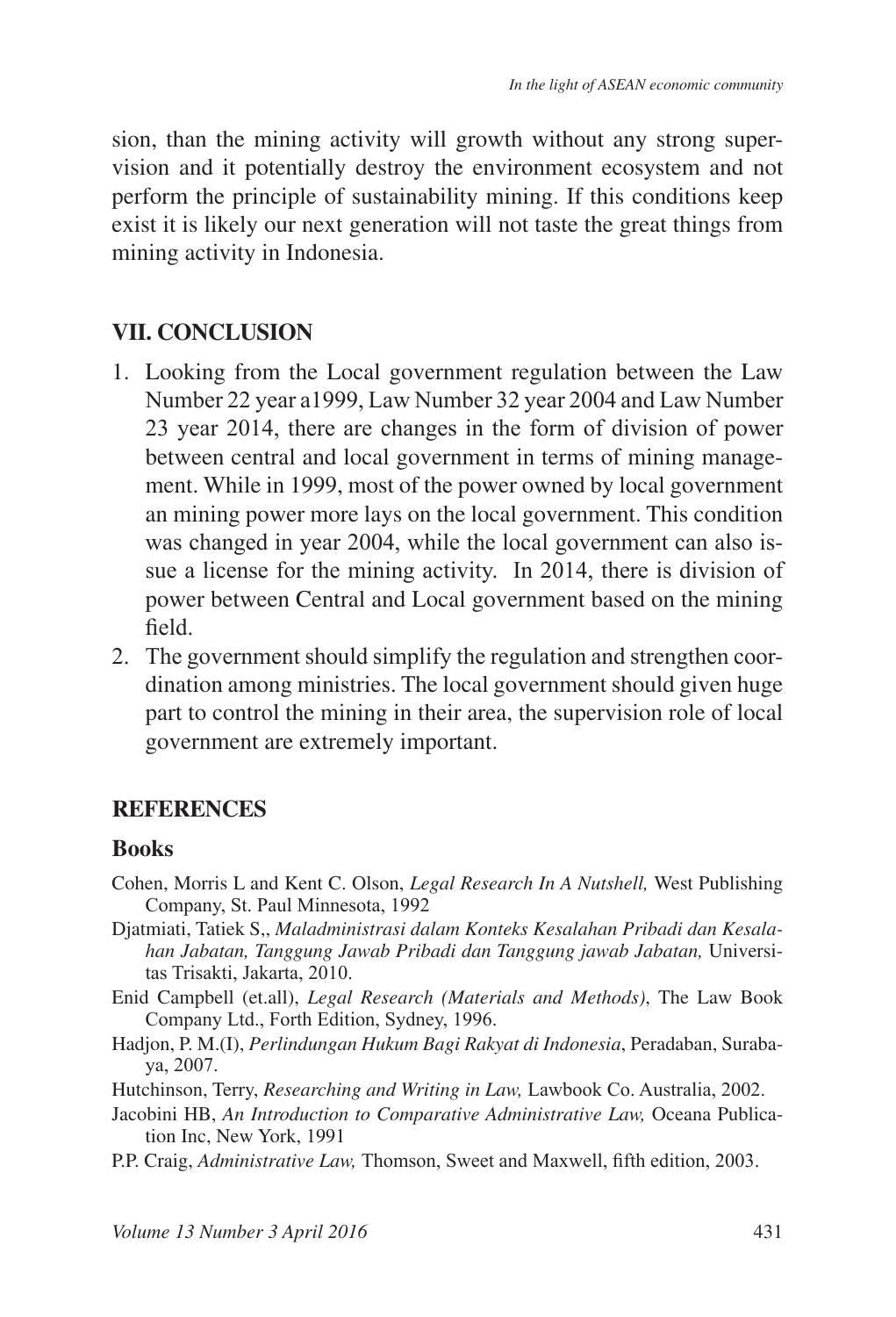sion, than the mining activity will growth without any strong supervision and it potentially destroy the environment ecosystem and not perform the principle of sustainability mining. If this conditions keep exist it is likely our next generation will not taste the great things from mining activity in Indonesia.

## VII. CONCLUSION

1. Looking from the Local government regulation between the Law Number 22 year a1999, Law Number 32 year 2004 and Law Number 23 year 2014, there are changes in the form of division of power between central and local government in terms of mining management. While in 1999, most of the power owned by local government an mining power more lays on the local government. This condition was changed in year 2004, while the local government can also issue a license for the mining activity. In 2014, there is division of power between Central and Local government based on the mining field.
2. The government should simplify the regulation and strengthen coordination among ministries. The local government should given huge part to control the mining in their area, the supervision role of local government are extremely important.

## REFERENCES

### Books

Cohen, Morris L and Kent C. Olson, *Legal Research In A Nutshell,* West Publishing Company, St. Paul Minnesota, 1992

Djatmiati, Tatiek S,, *Maladministrasi dalam Konteks Kesalahan Pribadi dan Kesalahan Jabatan, Tanggung Jawab Pribadi dan Tanggung jawab Jabatan,* Universitas Trisakti, Jakarta, 2010.

Enid Campbell (et.all), *Legal Research (Materials and Methods)*, The Law Book Company Ltd., Forth Edition, Sydney, 1996.

Hadjon, P. M.(I), *Perlindungan Hukum Bagi Rakyat di Indonesia*, Peradaban, Surabaya, 2007.

Hutchinson, Terry, *Researching and Writing in Law,* Lawbook Co. Australia, 2002.

Jacobini HB, *An Introduction to Comparative Administrative Law,* Oceana Publication Inc, New York, 1991

P.P. Craig, *Administrative Law,* Thomson, Sweet and Maxwell, fifth edition, 2003.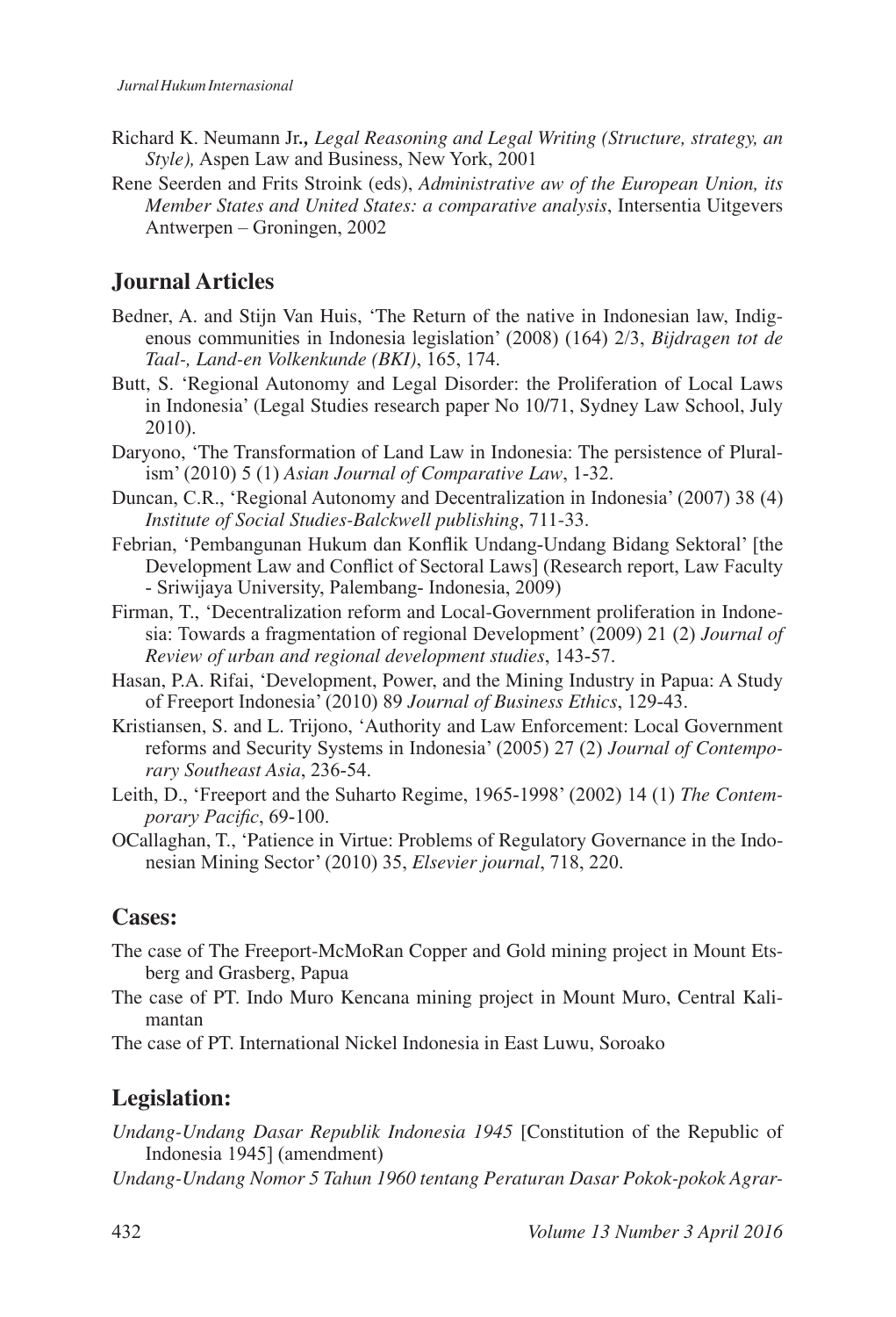Richard K. Neumann Jr**.,** *Legal Reasoning and Legal Writing (Structure, strategy, an Style),* Aspen Law and Business, New York, 2001

Rene Seerden and Frits Stroink (eds), *Administrative aw of the European Union, its Member States and United States: a comparative analysis*, Intersentia Uitgevers Antwerpen – Groningen, 2002

## Journal Articles

Bedner, A. and Stijn Van Huis, 'The Return of the native in Indonesian law, Indigenous communities in Indonesia legislation' (2008) (164) 2/3, *Bijdragen tot de Taal-, Land-en Volkenkunde (BKI)*, 165, 174.

Butt, S. 'Regional Autonomy and Legal Disorder: the Proliferation of Local Laws in Indonesia' (Legal Studies research paper No 10/71, Sydney Law School, July 2010).

Daryono, 'The Transformation of Land Law in Indonesia: The persistence of Pluralism' (2010) 5 (1) *Asian Journal of Comparative Law*, 1-32.

Duncan, C.R., 'Regional Autonomy and Decentralization in Indonesia' (2007) 38 (4) *Institute of Social Studies-Balckwell publishing*, 711-33.

Febrian, 'Pembangunan Hukum dan Konflik Undang-Undang Bidang Sektoral' [the Development Law and Conflict of Sectoral Laws] (Research report, Law Faculty - Sriwijaya University, Palembang- Indonesia, 2009)

Firman, T., 'Decentralization reform and Local-Government proliferation in Indonesia: Towards a fragmentation of regional Development' (2009) 21 (2) *Journal of Review of urban and regional development studies*, 143-57.

Hasan, P.A. Rifai, 'Development, Power, and the Mining Industry in Papua: A Study of Freeport Indonesia' (2010) 89 *Journal of Business Ethics*, 129-43.

Kristiansen, S. and L. Trijono, 'Authority and Law Enforcement: Local Government reforms and Security Systems in Indonesia' (2005) 27 (2) *Journal of Contemporary Southeast Asia*, 236-54.

Leith, D., 'Freeport and the Suharto Regime, 1965-1998' (2002) 14 (1) *The Contemporary Pacific*, 69-100.

OCallaghan, T., 'Patience in Virtue: Problems of Regulatory Governance in the Indonesian Mining Sector' (2010) 35, *Elsevier journal*, 718, 220.

## Cases:

The case of The Freeport-McMoRan Copper and Gold mining project in Mount Etsberg and Grasberg, Papua

The case of PT. Indo Muro Kencana mining project in Mount Muro, Central Kalimantan

The case of PT. International Nickel Indonesia in East Luwu, Soroako

## Legislation:

*Undang-Undang Dasar Republik Indonesia 1945* [Constitution of the Republic of Indonesia 1945] (amendment)

*Undang-Undang Nomor 5 Tahun 1960 tentang Peraturan Dasar Pokok-pokok Agrar-*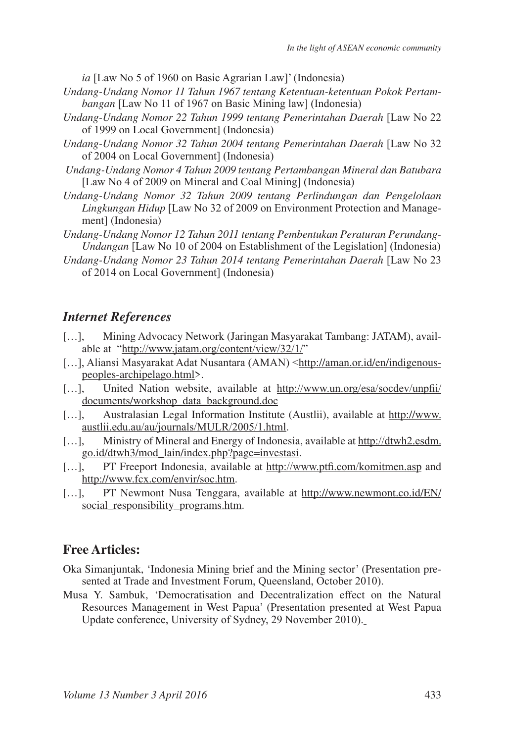*ia* [Law No 5 of 1960 on Basic Agrarian Law]' (Indonesia)

*Undang-Undang Nomor 11 Tahun 1967 tentang Ketentuan-ketentuan Pokok Pertambangan* [Law No 11 of 1967 on Basic Mining law] (Indonesia)

*Undang-Undang Nomor 22 Tahun 1999 tentang Pemerintahan Daerah* [Law No 22 of 1999 on Local Government] (Indonesia)

*Undang-Undang Nomor 32 Tahun 2004 tentang Pemerintahan Daerah* [Law No 32 of 2004 on Local Government] (Indonesia)

*Undang-Undang Nomor 4 Tahun 2009 tentang Pertambangan Mineral dan Batubara* [Law No 4 of 2009 on Mineral and Coal Mining] (Indonesia)

*Undang-Undang Nomor 32 Tahun 2009 tentang Perlindungan dan Pengelolaan Lingkungan Hidup* [Law No 32 of 2009 on Environment Protection and Management] (Indonesia)

*Undang-Undang Nomor 12 Tahun 2011 tentang Pembentukan Peraturan Perundang-Undangan* [Law No 10 of 2004 on Establishment of the Legislation] (Indonesia)

*Undang-Undang Nomor 23 Tahun 2014 tentang Pemerintahan Daerah* [Law No 23 of 2014 on Local Government] (Indonesia)

## *Internet References*

[…], Mining Advocacy Network (Jaringan Masyarakat Tambang: JATAM), available at "http://www.jatam.org/content/view/32/1/"

[…], Aliansi Masyarakat Adat Nusantara (AMAN) <http://aman.or.id/en/indigenous-peoples-archipelago.html>.

[…], United Nation website, available at http://www.un.org/esa/socdev/unpfii/documents/workshop_data_background.doc

[…], Australasian Legal Information Institute (Austlii), available at http://www.austlii.edu.au/au/journals/MULR/2005/1.html.

[…], Ministry of Mineral and Energy of Indonesia, available at http://dtwh2.esdm.go.id/dtwh3/mod_lain/index.php?page=investasi.

[…], PT Freeport Indonesia, available at http://www.ptfi.com/komitmen.asp and http://www.fcx.com/envir/soc.htm.

[…], PT Newmont Nusa Tenggara, available at http://www.newmont.co.id/EN/social_responsibility_programs.htm.

## **Free Articles:**

Oka Simanjuntak, 'Indonesia Mining brief and the Mining sector' (Presentation presented at Trade and Investment Forum, Queensland, October 2010).

Musa Y. Sambuk, 'Democratisation and Decentralization effect on the Natural Resources Management in West Papua' (Presentation presented at West Papua Update conference, University of Sydney, 29 November 2010).